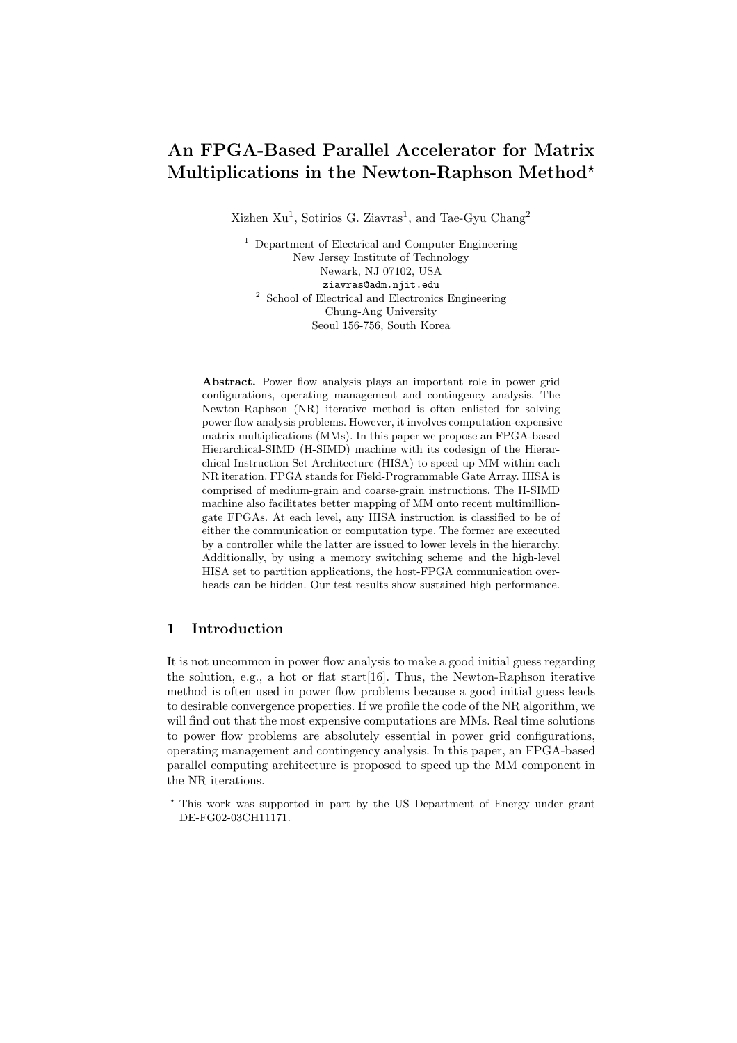# An FPGA-Based Parallel Accelerator for Matrix Multiplications in the Newton-Raphson Method*

Xizhen Xu[1], Sotirios G. Ziavras[1], and Tae-Gyu Chang[2]

[1] Department of Electrical and Computer Engineering
New Jersey Institute of Technology
Newark, NJ 07102, USA
ziavras@adm.njit.edu

[2] School of Electrical and Electronics Engineering
Chung-Ang University
Seoul 156-756, South Korea

**Abstract.** Power flow analysis plays an important role in power grid configurations, operating management and contingency analysis. The Newton-Raphson (NR) iterative method is often enlisted for solving power flow analysis problems. However, it involves computation-expensive matrix multiplications (MMs). In this paper we propose an FPGA-based Hierarchical-SIMD (H-SIMD) machine with its codesign of the Hierarchical Instruction Set Architecture (HISA) to speed up MM within each NR iteration. FPGA stands for Field-Programmable Gate Array. HISA is comprised of medium-grain and coarse-grain instructions. The H-SIMD machine also facilitates better mapping of MM onto recent multimillion-gate FPGAs. At each level, any HISA instruction is classified to be of either the communication or computation type. The former are executed by a controller while the latter are issued to lower levels in the hierarchy. Additionally, by using a memory switching scheme and the high-level HISA set to partition applications, the host-FPGA communication overheads can be hidden. Our test results show sustained high performance.

## 1 Introduction

It is not uncommon in power flow analysis to make a good initial guess regarding the solution, e.g., a hot or flat start[16]. Thus, the Newton-Raphson iterative method is often used in power flow problems because a good initial guess leads to desirable convergence properties. If we profile the code of the NR algorithm, we will find out that the most expensive computations are MMs. Real time solutions to power flow problems are absolutely essential in power grid configurations, operating management and contingency analysis. In this paper, an FPGA-based parallel computing architecture is proposed to speed up the MM component in the NR iterations.

* This work was supported in part by the US Department of Energy under grant DE-FG02-03CH11171.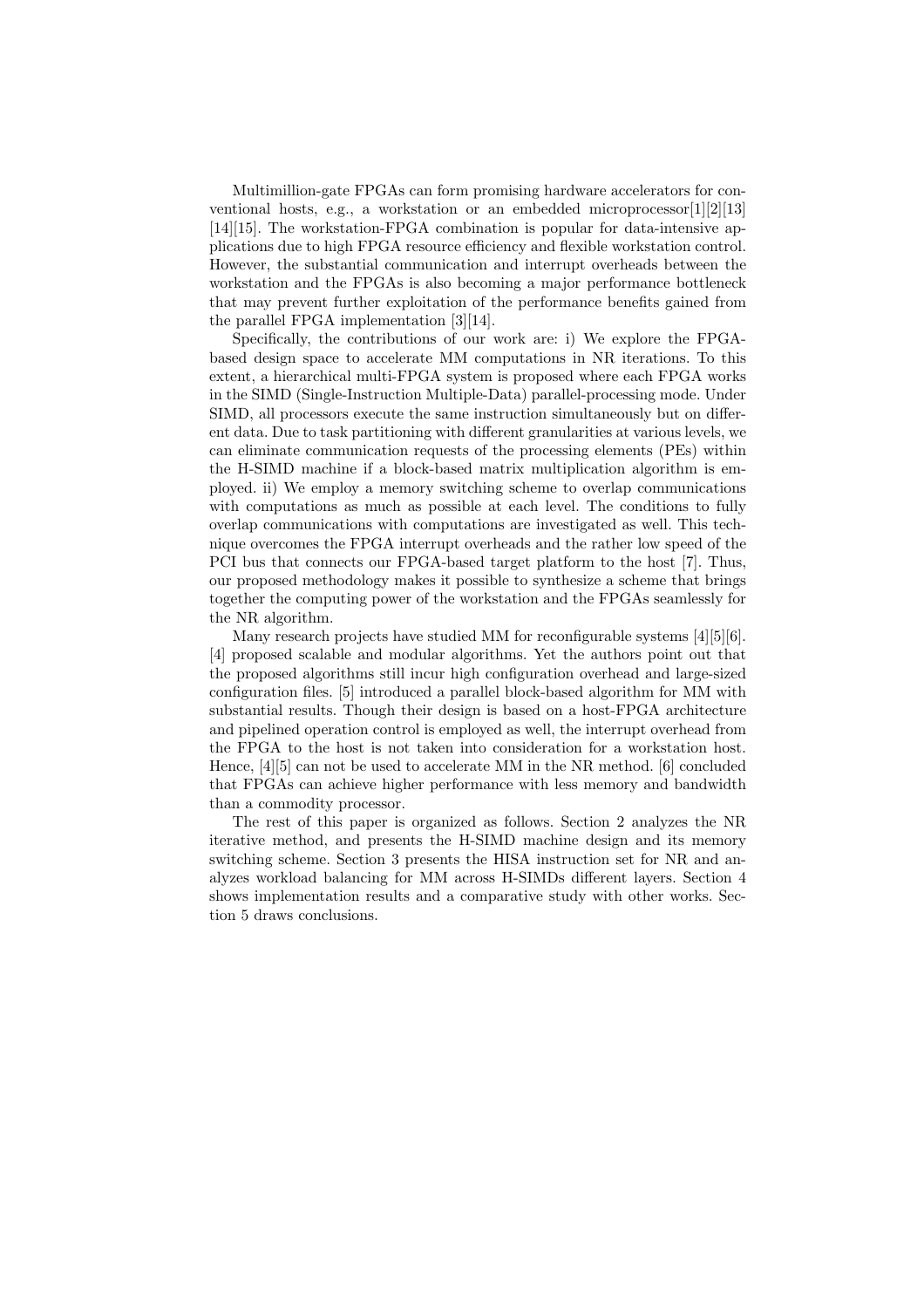Multimillion-gate FPGAs can form promising hardware accelerators for conventional hosts, e.g., a workstation or an embedded microprocessor[1][2][13][14][15]. The workstation-FPGA combination is popular for data-intensive applications due to high FPGA resource efficiency and flexible workstation control. However, the substantial communication and interrupt overheads between the workstation and the FPGAs is also becoming a major performance bottleneck that may prevent further exploitation of the performance benefits gained from the parallel FPGA implementation [3][14].

Specifically, the contributions of our work are: i) We explore the FPGA-based design space to accelerate MM computations in NR iterations. To this extent, a hierarchical multi-FPGA system is proposed where each FPGA works in the SIMD (Single-Instruction Multiple-Data) parallel-processing mode. Under SIMD, all processors execute the same instruction simultaneously but on different data. Due to task partitioning with different granularities at various levels, we can eliminate communication requests of the processing elements (PEs) within the H-SIMD machine if a block-based matrix multiplication algorithm is employed. ii) We employ a memory switching scheme to overlap communications with computations as much as possible at each level. The conditions to fully overlap communications with computations are investigated as well. This technique overcomes the FPGA interrupt overheads and the rather low speed of the PCI bus that connects our FPGA-based target platform to the host [7]. Thus, our proposed methodology makes it possible to synthesize a scheme that brings together the computing power of the workstation and the FPGAs seamlessly for the NR algorithm.

Many research projects have studied MM for reconfigurable systems [4][5][6]. [4] proposed scalable and modular algorithms. Yet the authors point out that the proposed algorithms still incur high configuration overhead and large-sized configuration files. [5] introduced a parallel block-based algorithm for MM with substantial results. Though their design is based on a host-FPGA architecture and pipelined operation control is employed as well, the interrupt overhead from the FPGA to the host is not taken into consideration for a workstation host. Hence, [4][5] can not be used to accelerate MM in the NR method. [6] concluded that FPGAs can achieve higher performance with less memory and bandwidth than a commodity processor.

The rest of this paper is organized as follows. Section 2 analyzes the NR iterative method, and presents the H-SIMD machine design and its memory switching scheme. Section 3 presents the HISA instruction set for NR and analyzes workload balancing for MM across H-SIMDs different layers. Section 4 shows implementation results and a comparative study with other works. Section 5 draws conclusions.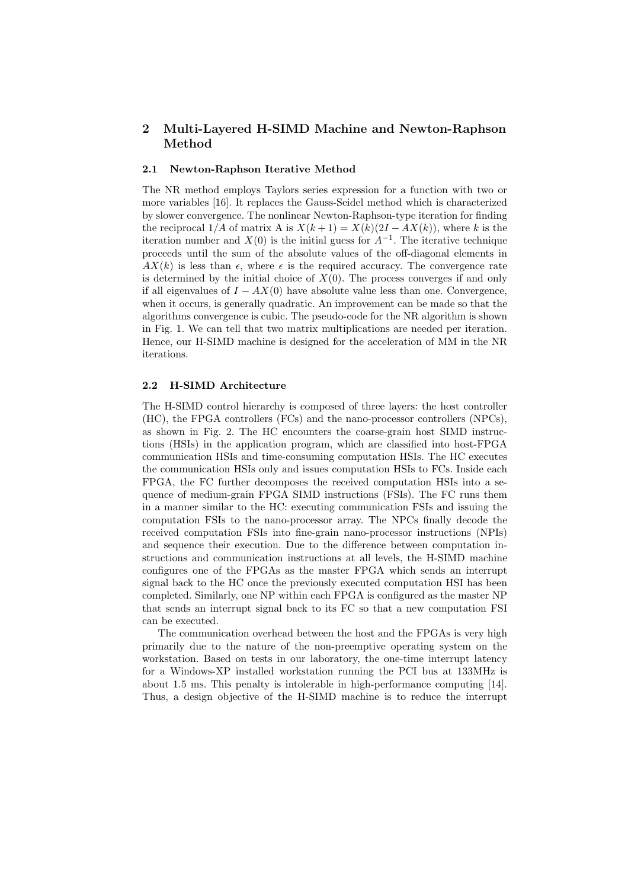## 2 Multi-Layered H-SIMD Machine and Newton-Raphson Method

### 2.1 Newton-Raphson Iterative Method

The NR method employs Taylors series expression for a function with two or more variables [16]. It replaces the Gauss-Seidel method which is characterized by slower convergence. The nonlinear Newton-Raphson-type iteration for finding the reciprocal $1/A$ of matrix A is $X(k+1) = X(k)(2I - AX(k))$, where $k$ is the iteration number and $X(0)$ is the initial guess for $A^{-1}$. The iterative technique proceeds until the sum of the absolute values of the off-diagonal elements in $AX(k)$ is less than $\epsilon$, where $\epsilon$ is the required accuracy. The convergence rate is determined by the initial choice of $X(0)$. The process converges if and only if all eigenvalues of $I - AX(0)$ have absolute value less than one. Convergence, when it occurs, is generally quadratic. An improvement can be made so that the algorithms convergence is cubic. The pseudo-code for the NR algorithm is shown in Fig. 1. We can tell that two matrix multiplications are needed per iteration. Hence, our H-SIMD machine is designed for the acceleration of MM in the NR iterations.

### 2.2 H-SIMD Architecture

The H-SIMD control hierarchy is composed of three layers: the host controller (HC), the FPGA controllers (FCs) and the nano-processor controllers (NPCs), as shown in Fig. 2. The HC encounters the coarse-grain host SIMD instructions (HSIs) in the application program, which are classified into host-FPGA communication HSIs and time-consuming computation HSIs. The HC executes the communication HSIs only and issues computation HSIs to FCs. Inside each FPGA, the FC further decomposes the received computation HSIs into a sequence of medium-grain FPGA SIMD instructions (FSIs). The FC runs them in a manner similar to the HC: executing communication FSIs and issuing the computation FSIs to the nano-processor array. The NPCs finally decode the received computation FSIs into fine-grain nano-processor instructions (NPIs) and sequence their execution. Due to the difference between computation instructions and communication instructions at all levels, the H-SIMD machine configures one of the FPGAs as the master FPGA which sends an interrupt signal back to the HC once the previously executed computation HSI has been completed. Similarly, one NP within each FPGA is configured as the master NP that sends an interrupt signal back to its FC so that a new computation FSI can be executed.

The communication overhead between the host and the FPGAs is very high primarily due to the nature of the non-preemptive operating system on the workstation. Based on tests in our laboratory, the one-time interrupt latency for a Windows-XP installed workstation running the PCI bus at 133MHz is about 1.5 ms. This penalty is intolerable in high-performance computing [14]. Thus, a design objective of the H-SIMD machine is to reduce the interrupt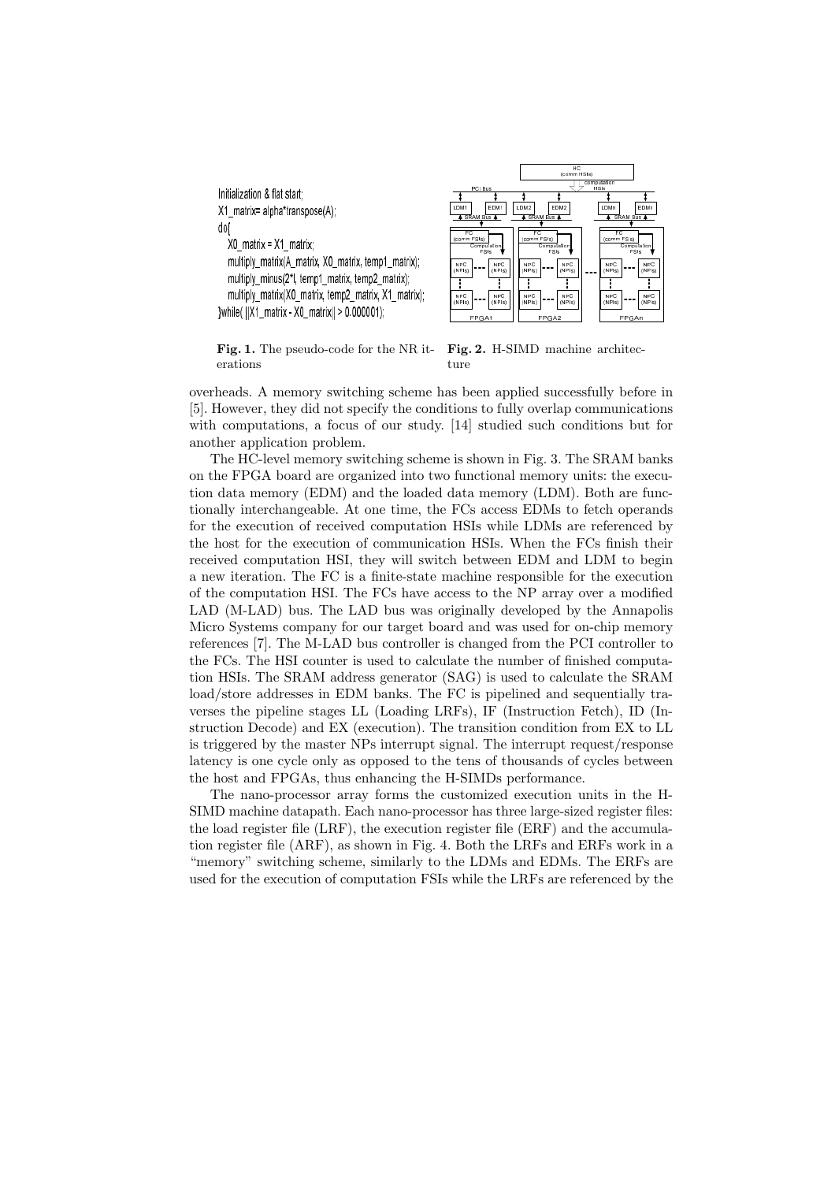```
Initialization & flat start;
X1_matrix= alpha*transpose(A);
do{
   X0_matrix = X1_matrix;
   multiply_matrix(A_matrix, X0_matrix, temp1_matrix);
   multiply_minus(2*I, temp1_matrix, temp2_matrix);
   multiply_matrix(X0_matrix, temp2_matrix, X1_matrix);
}while( ||X1_matrix - X0_matrix|| > 0.000001);
```

**Fig. 1.** The pseudo-code for the NR iterations

HC
(comm HSIs)
computation HSIs
PCI Bus
LDM1 EDM1 LDM2 EDM2 LDMn EDMn
SRAM Bus
FC (comm FSIs)
Computation FSIs
NPC (NPIs)
FPGA1 FPGA2 FPGAn

**Fig. 2.** H-SIMD machine architecture

overheads. A memory switching scheme has been applied successfully before in [5]. However, they did not specify the conditions to fully overlap communications with computations, a focus of our study. [14] studied such conditions but for another application problem.

The HC-level memory switching scheme is shown in Fig. 3. The SRAM banks on the FPGA board are organized into two functional memory units: the execution data memory (EDM) and the loaded data memory (LDM). Both are functionally interchangeable. At one time, the FCs access EDMs to fetch operands for the execution of received computation HSIs while LDMs are referenced by the host for the execution of communication HSIs. When the FCs finish their received computation HSI, they will switch between EDM and LDM to begin a new iteration. The FC is a finite-state machine responsible for the execution of the computation HSI. The FCs have access to the NP array over a modified LAD (M-LAD) bus. The LAD bus was originally developed by the Annapolis Micro Systems company for our target board and was used for on-chip memory references [7]. The M-LAD bus controller is changed from the PCI controller to the FCs. The HSI counter is used to calculate the number of finished computation HSIs. The SRAM address generator (SAG) is used to calculate the SRAM load/store addresses in EDM banks. The FC is pipelined and sequentially traverses the pipeline stages LL (Loading LRFs), IF (Instruction Fetch), ID (Instruction Decode) and EX (execution). The transition condition from EX to LL is triggered by the master NPs interrupt signal. The interrupt request/response latency is one cycle only as opposed to the tens of thousands of cycles between the host and FPGAs, thus enhancing the H-SIMDs performance.

The nano-processor array forms the customized execution units in the H-SIMD machine datapath. Each nano-processor has three large-sized register files: the load register file (LRF), the execution register file (ERF) and the accumulation register file (ARF), as shown in Fig. 4. Both the LRFs and ERFs work in a "memory" switching scheme, similarly to the LDMs and EDMs. The ERFs are used for the execution of computation FSIs while the LRFs are referenced by the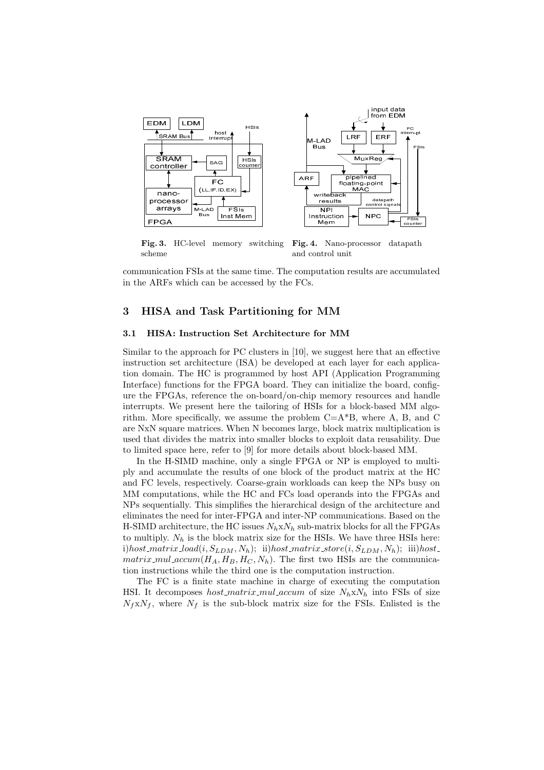**Fig. 3.** HC-level memory switching scheme

**Fig. 4.** Nano-processor datapath and control unit

communication FSIs at the same time. The computation results are accumulated in the ARFs which can be accessed by the FCs.

## 3 HISA and Task Partitioning for MM

### 3.1 HISA: Instruction Set Architecture for MM

Similar to the approach for PC clusters in [10], we suggest here that an effective instruction set architecture (ISA) be developed at each layer for each application domain. The HC is programmed by host API (Application Programming Interface) functions for the FPGA board. They can initialize the board, configure the FPGAs, reference the on-board/on-chip memory resources and handle interrupts. We present here the tailoring of HSIs for a block-based MM algorithm. More specifically, we assume the problem C=A*B, where A, B, and C are NxN square matrices. When N becomes large, block matrix multiplication is used that divides the matrix into smaller blocks to exploit data reusability. Due to limited space here, refer to [9] for more details about block-based MM.

In the H-SIMD machine, only a single FPGA or NP is employed to multiply and accumulate the results of one block of the product matrix at the HC and FC levels, respectively. Coarse-grain workloads can keep the NPs busy on MM computations, while the HC and FCs load operands into the FPGAs and NPs sequentially. This simplifies the hierarchical design of the architecture and eliminates the need for inter-FPGA and inter-NP communications. Based on the H-SIMD architecture, the HC issues $N_h$x$N_h$ sub-matrix blocks for all the FPGAs to multiply. $N_h$ is the block matrix size for the HSIs. We have three HSIs here: i)*host_matrix_load*$(i, S_{LDM}, N_h)$; ii)*host_matrix_store*$(i, S_{LDM}, N_h)$; iii)*host_matrix_mul_accum*$(H_A, H_B, H_C, N_h)$. The first two HSIs are the communication instructions while the third one is the computation instruction.

The FC is a finite state machine in charge of executing the computation HSI. It decomposes *host_matrix_mul_accum* of size $N_h$x$N_h$ into FSIs of size $N_f$x$N_f$, where $N_f$ is the sub-block matrix size for the FSIs. Enlisted is the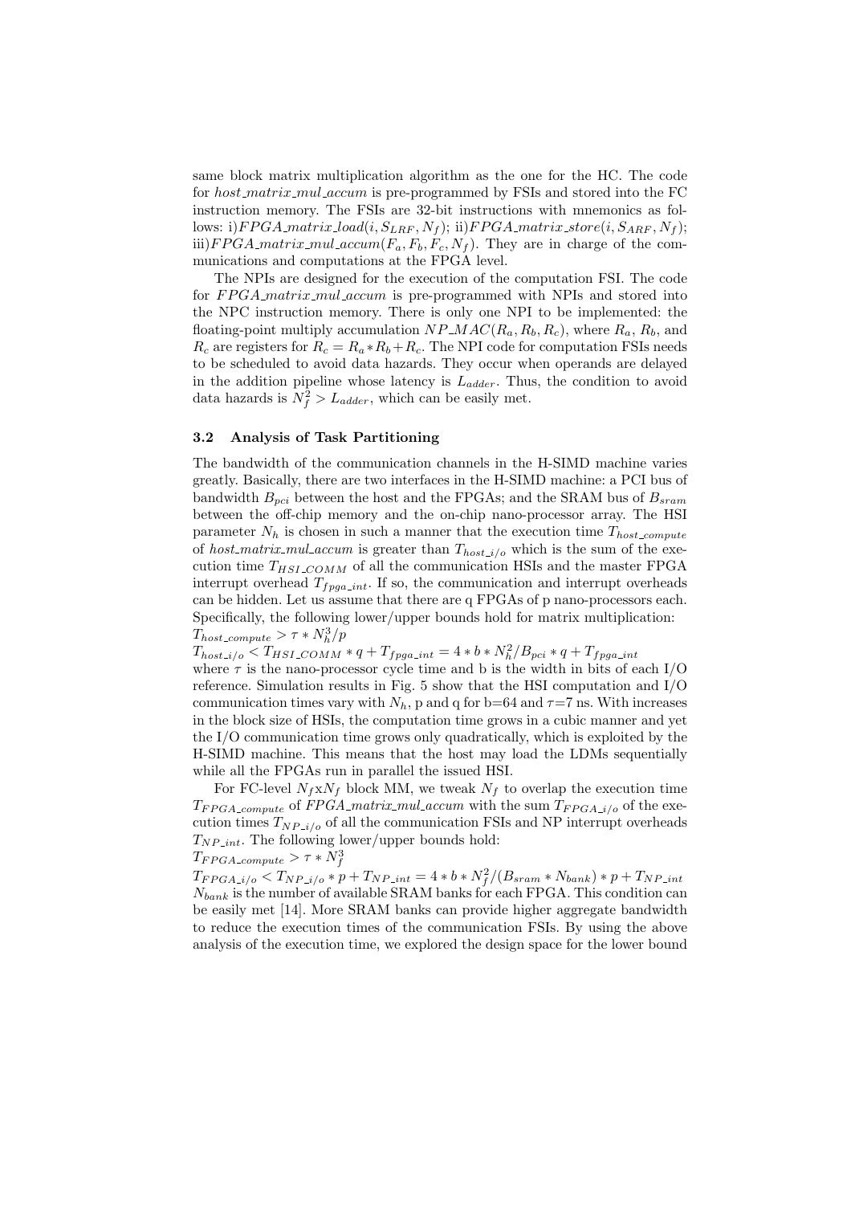same block matrix multiplication algorithm as the one for the HC. The code for *host_matrix_mul_accum* is pre-programmed by FSIs and stored into the FC instruction memory. The FSIs are 32-bit instructions with mnemonics as follows: i)$FPGA\_matrix\_load(i, S_{LRF}, N_f)$; ii)$FPGA\_matrix\_store(i, S_{ARF}, N_f)$; iii)$FPGA\_matrix\_mul\_accum(F_a, F_b, F_c, N_f)$. They are in charge of the communications and computations at the FPGA level.

The NPIs are designed for the execution of the computation FSI. The code for $FPGA\_matrix\_mul\_accum$ is pre-programmed with NPIs and stored into the NPC instruction memory. There is only one NPI to be implemented: the floating-point multiply accumulation $NP\_MAC(R_a, R_b, R_c)$, where $R_a$, $R_b$, and $R_c$ are registers for $R_c = R_a * R_b + R_c$. The NPI code for computation FSIs needs to be scheduled to avoid data hazards. They occur when operands are delayed in the addition pipeline whose latency is $L_{adder}$. Thus, the condition to avoid data hazards is $N_f^2 > L_{adder}$, which can be easily met.

### 3.2 Analysis of Task Partitioning

The bandwidth of the communication channels in the H-SIMD machine varies greatly. Basically, there are two interfaces in the H-SIMD machine: a PCI bus of bandwidth $B_{pci}$ between the host and the FPGAs; and the SRAM bus of $B_{sram}$ between the off-chip memory and the on-chip nano-processor array. The HSI parameter $N_h$ is chosen in such a manner that the execution time $T_{host\_compute}$ of *host_matrix_mul_accum* is greater than $T_{host\_i/o}$ which is the sum of the execution time $T_{HSI\_COMM}$ of all the communication HSIs and the master FPGA interrupt overhead $T_{fpga\_int}$. If so, the communication and interrupt overheads can be hidden. Let us assume that there are q FPGAs of p nano-processors each. Specifically, the following lower/upper bounds hold for matrix multiplication:
$T_{host\_compute} > \tau * N_h^3/p$
$T_{host\_i/o} < T_{HSI\_COMM} * q + T_{fpga\_int} = 4 * b * N_h^2/B_{pci} * q + T_{fpga\_int}$
where $\tau$ is the nano-processor cycle time and b is the width in bits of each I/O reference. Simulation results in Fig. 5 show that the HSI computation and I/O communication times vary with $N_h$, p and q for b=64 and $\tau$=7 ns. With increases in the block size of HSIs, the computation time grows in a cubic manner and yet the I/O communication time grows only quadratically, which is exploited by the H-SIMD machine. This means that the host may load the LDMs sequentially while all the FPGAs run in parallel the issued HSI.

For FC-level $N_f$x$N_f$ block MM, we tweak $N_f$ to overlap the execution time $T_{FPGA\_compute}$ of $FPGA\_matrix\_mul\_accum$ with the sum $T_{FPGA\_i/o}$ of the execution times $T_{NP\_i/o}$ of all the communication FSIs and NP interrupt overheads $T_{NP\_int}$. The following lower/upper bounds hold:
$T_{FPGA\_compute} > \tau * N_f^3$
$T_{FPGA\_i/o} < T_{NP\_i/o} * p + T_{NP\_int} = 4 * b * N_f^2/(B_{sram} * N_{bank}) * p + T_{NP\_int}$
$N_{bank}$ is the number of available SRAM banks for each FPGA. This condition can be easily met [14]. More SRAM banks can provide higher aggregate bandwidth to reduce the execution times of the communication FSIs. By using the above analysis of the execution time, we explored the design space for the lower bound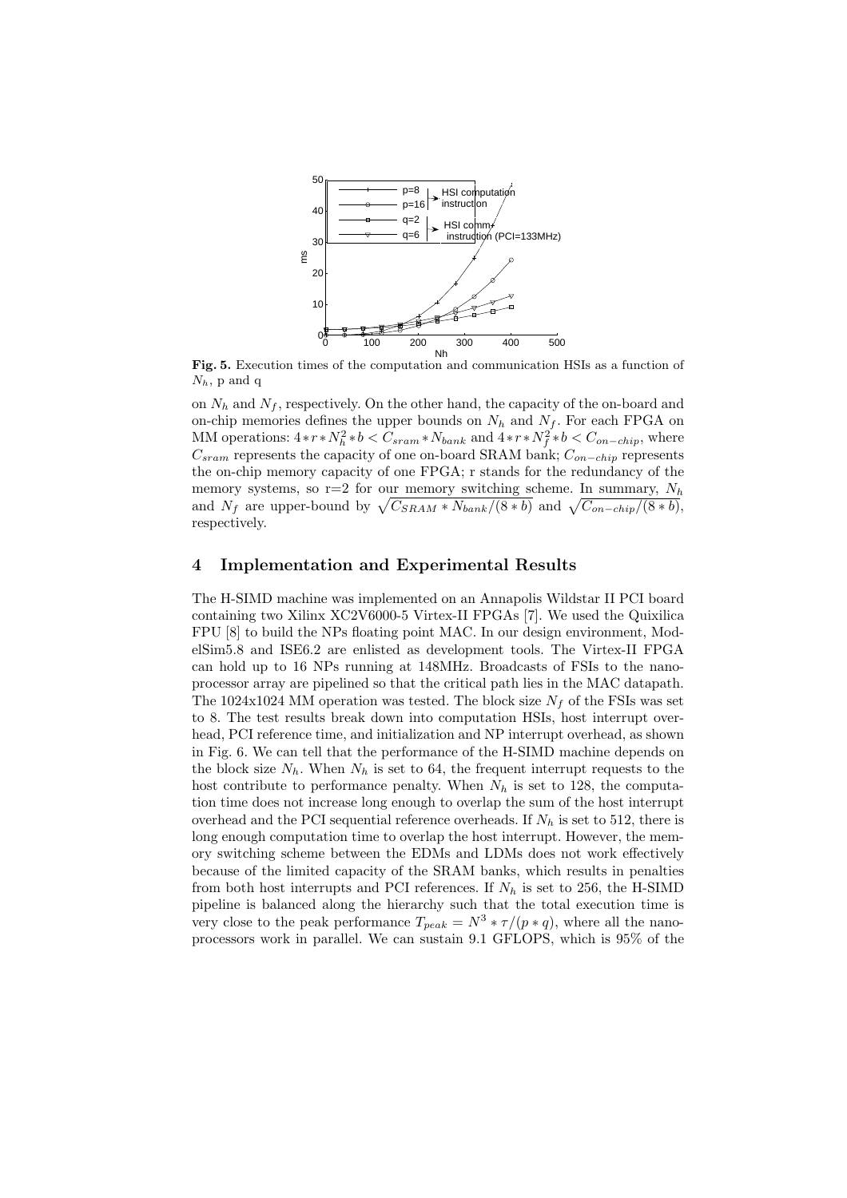**Fig. 5.** Execution times of the computation and communication HSIs as a function of $N_h$, p and q

on $N_h$ and $N_f$, respectively. On the other hand, the capacity of the on-board and on-chip memories defines the upper bounds on $N_h$ and $N_f$. For each FPGA on MM operations: $4 * r * N_h^2 * b < C_{sram} * N_{bank}$ and $4 * r * N_f^2 * b < C_{on-chip}$, where $C_{sram}$ represents the capacity of one on-board SRAM bank; $C_{on-chip}$ represents the on-chip memory capacity of one FPGA; r stands for the redundancy of the memory systems, so r=2 for our memory switching scheme. In summary, $N_h$ and $N_f$ are upper-bound by $\sqrt{C_{SRAM} * N_{bank}/(8 * b)}$ and $\sqrt{C_{on-chip}/(8 * b)}$, respectively.

## 4 Implementation and Experimental Results

The H-SIMD machine was implemented on an Annapolis Wildstar II PCI board containing two Xilinx XC2V6000-5 Virtex-II FPGAs [7]. We used the Quixilica FPU [8] to build the NPs floating point MAC. In our design environment, ModelSim5.8 and ISE6.2 are enlisted as development tools. The Virtex-II FPGA can hold up to 16 NPs running at 148MHz. Broadcasts of FSIs to the nanoprocessor array are pipelined so that the critical path lies in the MAC datapath. The 1024x1024 MM operation was tested. The block size $N_f$ of the FSIs was set to 8. The test results break down into computation HSIs, host interrupt overhead, PCI reference time, and initialization and NP interrupt overhead, as shown in Fig. 6. We can tell that the performance of the H-SIMD machine depends on the block size $N_h$. When $N_h$ is set to 64, the frequent interrupt requests to the host contribute to performance penalty. When $N_h$ is set to 128, the computation time does not increase long enough to overlap the sum of the host interrupt overhead and the PCI sequential reference overheads. If $N_h$ is set to 512, there is long enough computation time to overlap the host interrupt. However, the memory switching scheme between the EDMs and LDMs does not work effectively because of the limited capacity of the SRAM banks, which results in penalties from both host interrupts and PCI references. If $N_h$ is set to 256, the H-SIMD pipeline is balanced along the hierarchy such that the total execution time is very close to the peak performance $T_{peak} = N^3 * \tau/(p * q)$, where all the nanoprocessors work in parallel. We can sustain 9.1 GFLOPS, which is 95% of the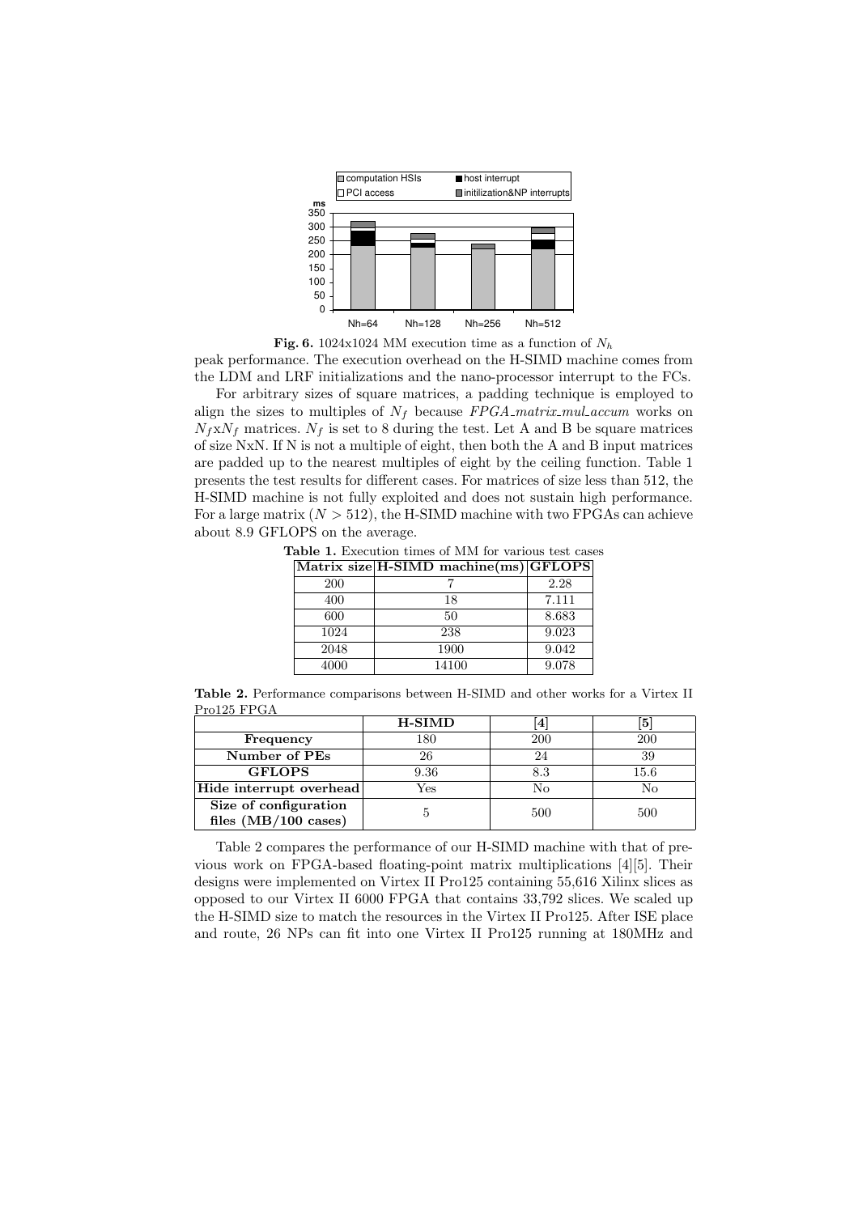**Fig. 6.** 1024x1024 MM execution time as a function of $N_h$

peak performance. The execution overhead on the H-SIMD machine comes from the LDM and LRF initializations and the nano-processor interrupt to the FCs.

For arbitrary sizes of square matrices, a padding technique is employed to align the sizes to multiples of $N_f$ because *FPGA_matrix_mul_accum* works on $N_f$x$N_f$ matrices. $N_f$ is set to 8 during the test. Let A and B be square matrices of size NxN. If N is not a multiple of eight, then both the A and B input matrices are padded up to the nearest multiples of eight by the ceiling function. Table 1 presents the test results for different cases. For matrices of size less than 512, the H-SIMD machine is not fully exploited and does not sustain high performance. For a large matrix ($N > 512$), the H-SIMD machine with two FPGAs can achieve about 8.9 GFLOPS on the average.

**Table 1.** Execution times of MM for various test cases

| Matrix size | H-SIMD machine(ms) | GFLOPS |
|---|---|---|
| 200 | 7 | 2.28 |
| 400 | 18 | 7.111 |
| 600 | 50 | 8.683 |
| 1024 | 238 | 9.023 |
| 2048 | 1900 | 9.042 |
| 4000 | 14100 | 9.078 |

**Table 2.** Performance comparisons between H-SIMD and other works for a Virtex II Pro125 FPGA

| | H-SIMD | [4] | [5] |
|---|---|---|---|
| **Frequency** | 180 | 200 | 200 |
| **Number of PEs** | 26 | 24 | 39 |
| **GFLOPS** | 9.36 | 8.3 | 15.6 |
| **Hide interrupt overhead** | Yes | No | No |
| **Size of configuration files (MB/100 cases)** | 5 | 500 | 500 |

Table 2 compares the performance of our H-SIMD machine with that of previous work on FPGA-based floating-point matrix multiplications [4][5]. Their designs were implemented on Virtex II Pro125 containing 55,616 Xilinx slices as opposed to our Virtex II 6000 FPGA that contains 33,792 slices. We scaled up the H-SIMD size to match the resources in the Virtex II Pro125. After ISE place and route, 26 NPs can fit into one Virtex II Pro125 running at 180MHz and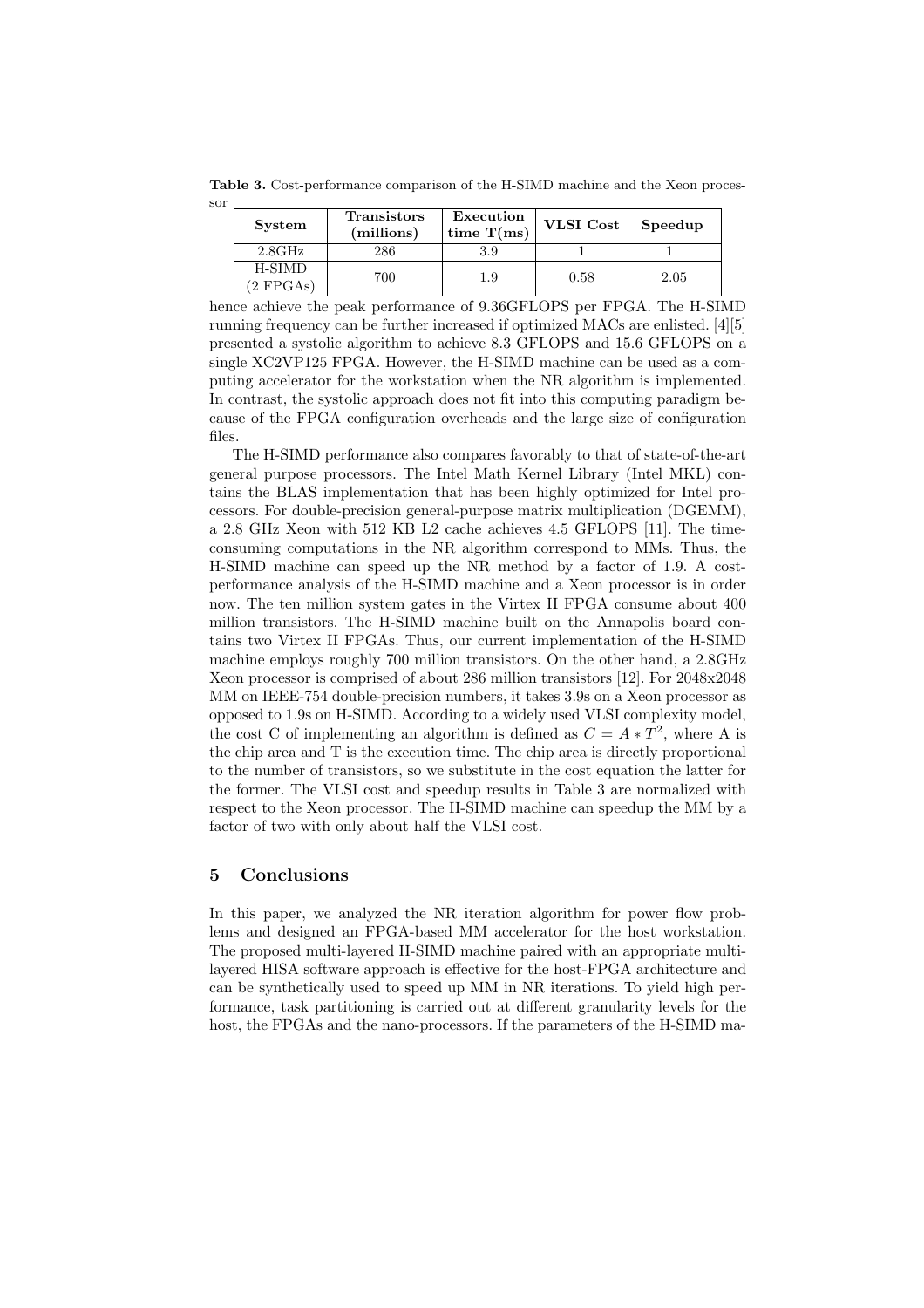**Table 3.** Cost-performance comparison of the H-SIMD machine and the Xeon processor

| System | Transistors (millions) | Execution time T(ms) | VLSI Cost | Speedup |
|---|---|---|---|---|
| 2.8GHz | 286 | 3.9 | 1 | 1 |
| H-SIMD (2 FPGAs) | 700 | 1.9 | 0.58 | 2.05 |

hence achieve the peak performance of 9.36GFLOPS per FPGA. The H-SIMD running frequency can be further increased if optimized MACs are enlisted. [4][5] presented a systolic algorithm to achieve 8.3 GFLOPS and 15.6 GFLOPS on a single XC2VP125 FPGA. However, the H-SIMD machine can be used as a computing accelerator for the workstation when the NR algorithm is implemented. In contrast, the systolic approach does not fit into this computing paradigm because of the FPGA configuration overheads and the large size of configuration files.

The H-SIMD performance also compares favorably to that of state-of-the-art general purpose processors. The Intel Math Kernel Library (Intel MKL) contains the BLAS implementation that has been highly optimized for Intel processors. For double-precision general-purpose matrix multiplication (DGEMM), a 2.8 GHz Xeon with 512 KB L2 cache achieves 4.5 GFLOPS [11]. The time-consuming computations in the NR algorithm correspond to MMs. Thus, the H-SIMD machine can speed up the NR method by a factor of 1.9. A cost-performance analysis of the H-SIMD machine and a Xeon processor is in order now. The ten million system gates in the Virtex II FPGA consume about 400 million transistors. The H-SIMD machine built on the Annapolis board contains two Virtex II FPGAs. Thus, our current implementation of the H-SIMD machine employs roughly 700 million transistors. On the other hand, a 2.8GHz Xeon processor is comprised of about 286 million transistors [12]. For 2048x2048 MM on IEEE-754 double-precision numbers, it takes 3.9s on a Xeon processor as opposed to 1.9s on H-SIMD. According to a widely used VLSI complexity model, the cost C of implementing an algorithm is defined as $C = A * T^2$, where A is the chip area and T is the execution time. The chip area is directly proportional to the number of transistors, so we substitute in the cost equation the latter for the former. The VLSI cost and speedup results in Table 3 are normalized with respect to the Xeon processor. The H-SIMD machine can speedup the MM by a factor of two with only about half the VLSI cost.

## 5 Conclusions

In this paper, we analyzed the NR iteration algorithm for power flow problems and designed an FPGA-based MM accelerator for the host workstation. The proposed multi-layered H-SIMD machine paired with an appropriate multi-layered HISA software approach is effective for the host-FPGA architecture and can be synthetically used to speed up MM in NR iterations. To yield high performance, task partitioning is carried out at different granularity levels for the host, the FPGAs and the nano-processors. If the parameters of the H-SIMD ma-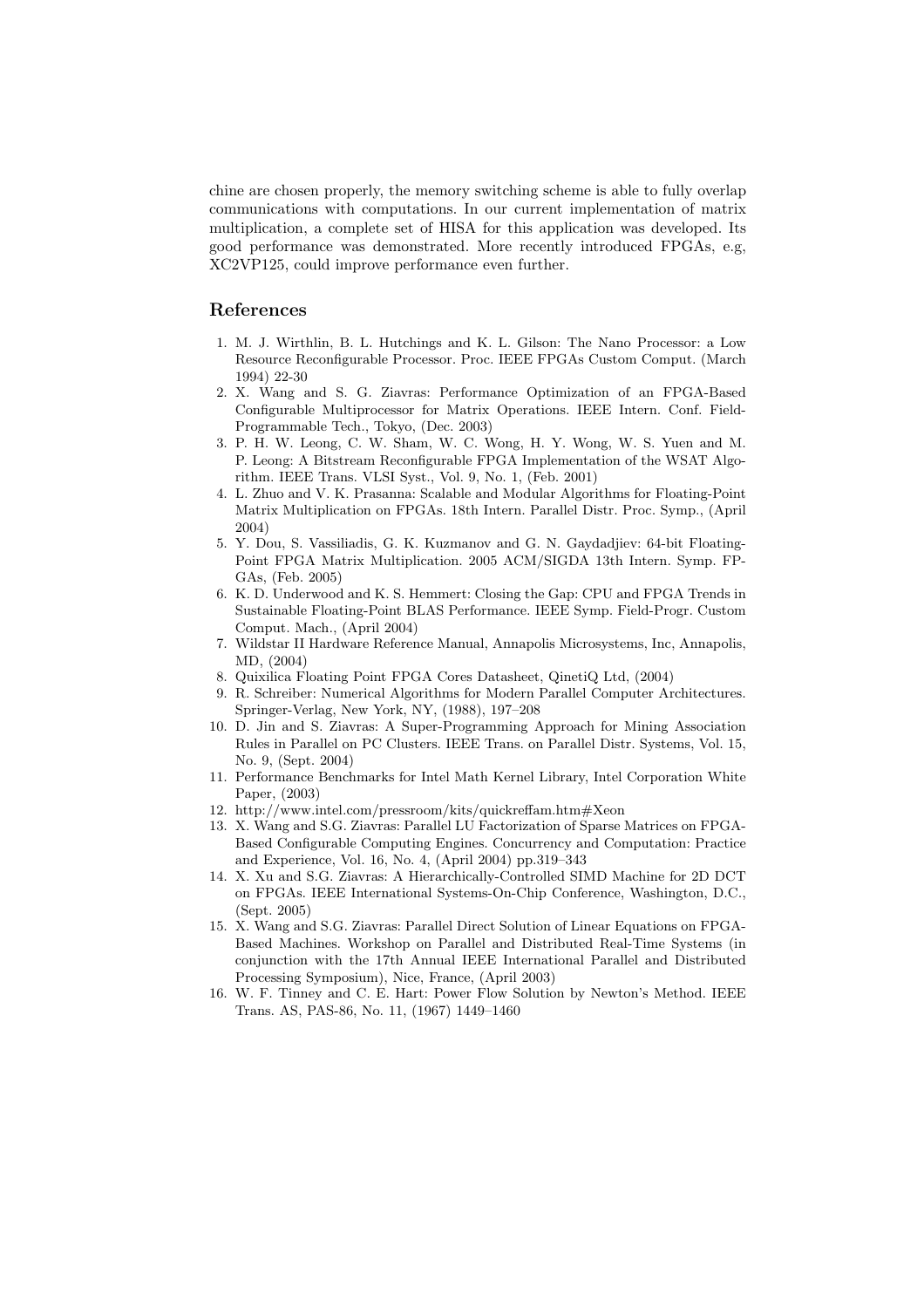chine are chosen properly, the memory switching scheme is able to fully overlap communications with computations. In our current implementation of matrix multiplication, a complete set of HISA for this application was developed. Its good performance was demonstrated. More recently introduced FPGAs, e.g, XC2VP125, could improve performance even further.

## References

1. M. J. Wirthlin, B. L. Hutchings and K. L. Gilson: The Nano Processor: a Low Resource Reconfigurable Processor. Proc. IEEE FPGAs Custom Comput. (March 1994) 22-30
2. X. Wang and S. G. Ziavras: Performance Optimization of an FPGA-Based Configurable Multiprocessor for Matrix Operations. IEEE Intern. Conf. Field-Programmable Tech., Tokyo, (Dec. 2003)
3. P. H. W. Leong, C. W. Sham, W. C. Wong, H. Y. Wong, W. S. Yuen and M. P. Leong: A Bitstream Reconfigurable FPGA Implementation of the WSAT Algorithm. IEEE Trans. VLSI Syst., Vol. 9, No. 1, (Feb. 2001)
4. L. Zhuo and V. K. Prasanna: Scalable and Modular Algorithms for Floating-Point Matrix Multiplication on FPGAs. 18th Intern. Parallel Distr. Proc. Symp., (April 2004)
5. Y. Dou, S. Vassiliadis, G. K. Kuzmanov and G. N. Gaydadjiev: 64-bit Floating-Point FPGA Matrix Multiplication. 2005 ACM/SIGDA 13th Intern. Symp. FPGAs, (Feb. 2005)
6. K. D. Underwood and K. S. Hemmert: Closing the Gap: CPU and FPGA Trends in Sustainable Floating-Point BLAS Performance. IEEE Symp. Field-Progr. Custom Comput. Mach., (April 2004)
7. Wildstar II Hardware Reference Manual, Annapolis Microsystems, Inc, Annapolis, MD, (2004)
8. Quixilica Floating Point FPGA Cores Datasheet, QinetiQ Ltd, (2004)
9. R. Schreiber: Numerical Algorithms for Modern Parallel Computer Architectures. Springer-Verlag, New York, NY, (1988), 197–208
10. D. Jin and S. Ziavras: A Super-Programming Approach for Mining Association Rules in Parallel on PC Clusters. IEEE Trans. on Parallel Distr. Systems, Vol. 15, No. 9, (Sept. 2004)
11. Performance Benchmarks for Intel Math Kernel Library, Intel Corporation White Paper, (2003)
12. http://www.intel.com/pressroom/kits/quickreffam.htm#Xeon
13. X. Wang and S.G. Ziavras: Parallel LU Factorization of Sparse Matrices on FPGA-Based Configurable Computing Engines. Concurrency and Computation: Practice and Experience, Vol. 16, No. 4, (April 2004) pp.319–343
14. X. Xu and S.G. Ziavras: A Hierarchically-Controlled SIMD Machine for 2D DCT on FPGAs. IEEE International Systems-On-Chip Conference, Washington, D.C., (Sept. 2005)
15. X. Wang and S.G. Ziavras: Parallel Direct Solution of Linear Equations on FPGA-Based Machines. Workshop on Parallel and Distributed Real-Time Systems (in conjunction with the 17th Annual IEEE International Parallel and Distributed Processing Symposium), Nice, France, (April 2003)
16. W. F. Tinney and C. E. Hart: Power Flow Solution by Newton's Method. IEEE Trans. AS, PAS-86, No. 11, (1967) 1449–1460